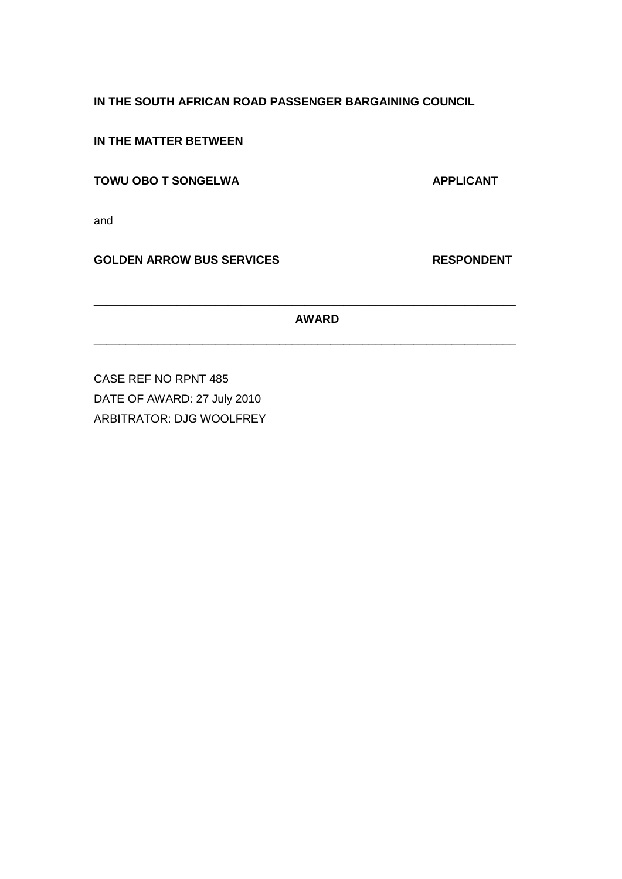**IN THE SOUTH AFRICAN ROAD PASSENGER BARGAINING COUNCIL**

**IN THE MATTER BETWEEN**

**TOWU OBO T SONGELWA** **APPLICANT**

and

**GOLDEN ARROW BUS SERVICES** **RESPONDENT**

---

**AWARD**

---

CASE REF NO RPNT 485

DATE OF AWARD: 27 July 2010

ARBITRATOR: DJG WOOLFREY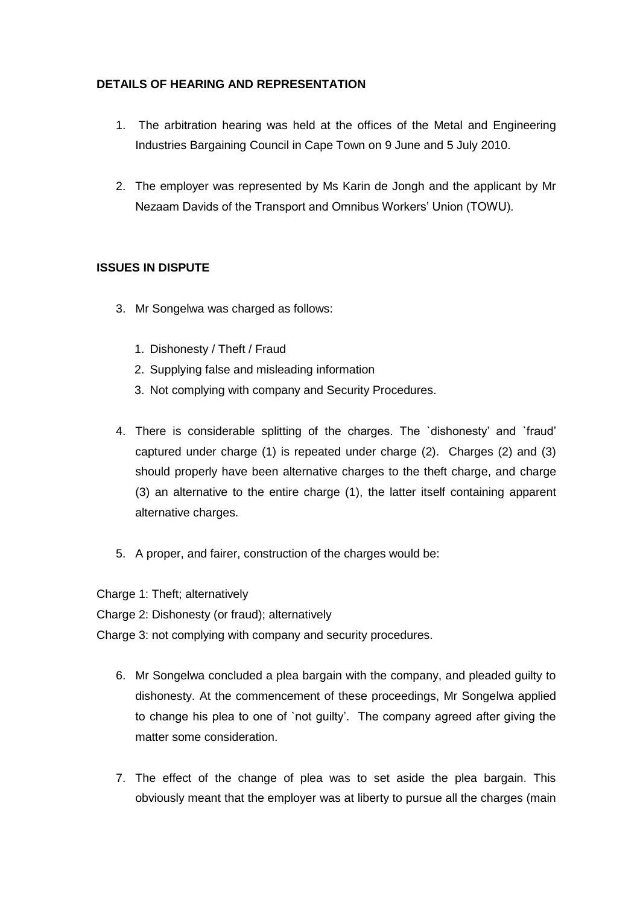**DETAILS OF HEARING AND REPRESENTATION**

1. The arbitration hearing was held at the offices of the Metal and Engineering Industries Bargaining Council in Cape Town on 9 June and 5 July 2010.

2. The employer was represented by Ms Karin de Jongh and the applicant by Mr Nezaam Davids of the Transport and Omnibus Workers' Union (TOWU).

**ISSUES IN DISPUTE**

3. Mr Songelwa was charged as follows:

   1. Dishonesty / Theft / Fraud
   2. Supplying false and misleading information
   3. Not complying with company and Security Procedures.

4. There is considerable splitting of the charges. The `dishonesty' and `fraud' captured under charge (1) is repeated under charge (2). Charges (2) and (3) should properly have been alternative charges to the theft charge, and charge (3) an alternative to the entire charge (1), the latter itself containing apparent alternative charges.

5. A proper, and fairer, construction of the charges would be:

Charge 1: Theft; alternatively

Charge 2: Dishonesty (or fraud); alternatively

Charge 3: not complying with company and security procedures.

6. Mr Songelwa concluded a plea bargain with the company, and pleaded guilty to dishonesty. At the commencement of these proceedings, Mr Songelwa applied to change his plea to one of `not guilty'. The company agreed after giving the matter some consideration.

7. The effect of the change of plea was to set aside the plea bargain. This obviously meant that the employer was at liberty to pursue all the charges (main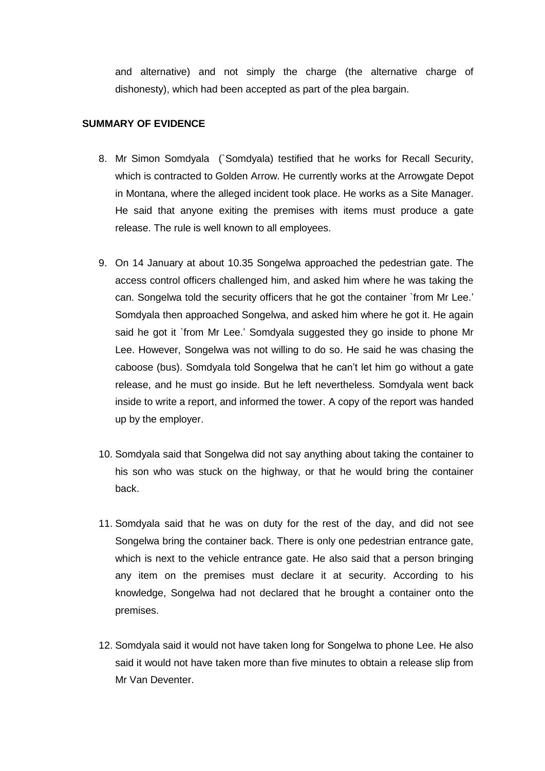and alternative) and not simply the charge (the alternative charge of dishonesty), which had been accepted as part of the plea bargain.

**SUMMARY OF EVIDENCE**

8. Mr Simon Somdyala (`Somdyala) testified that he works for Recall Security, which is contracted to Golden Arrow. He currently works at the Arrowgate Depot in Montana, where the alleged incident took place. He works as a Site Manager. He said that anyone exiting the premises with items must produce a gate release. The rule is well known to all employees.

9. On 14 January at about 10.35 Songelwa approached the pedestrian gate. The access control officers challenged him, and asked him where he was taking the can. Songelwa told the security officers that he got the container `from Mr Lee.' Somdyala then approached Songelwa, and asked him where he got it. He again said he got it `from Mr Lee.' Somdyala suggested they go inside to phone Mr Lee. However, Songelwa was not willing to do so. He said he was chasing the caboose (bus). Somdyala told Songelwa that he can't let him go without a gate release, and he must go inside. But he left nevertheless. Somdyala went back inside to write a report, and informed the tower. A copy of the report was handed up by the employer.

10. Somdyala said that Songelwa did not say anything about taking the container to his son who was stuck on the highway, or that he would bring the container back.

11. Somdyala said that he was on duty for the rest of the day, and did not see Songelwa bring the container back. There is only one pedestrian entrance gate, which is next to the vehicle entrance gate. He also said that a person bringing any item on the premises must declare it at security. According to his knowledge, Songelwa had not declared that he brought a container onto the premises.

12. Somdyala said it would not have taken long for Songelwa to phone Lee. He also said it would not have taken more than five minutes to obtain a release slip from Mr Van Deventer.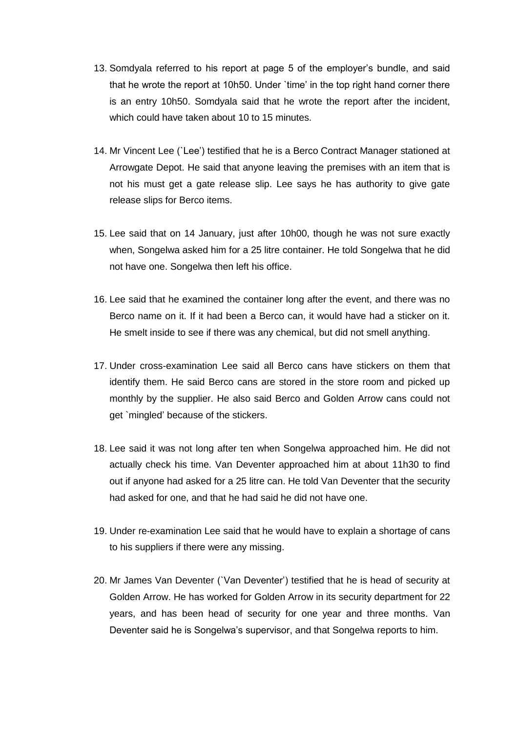13. Somdyala referred to his report at page 5 of the employer's bundle, and said that he wrote the report at 10h50. Under `time' in the top right hand corner there is an entry 10h50. Somdyala said that he wrote the report after the incident, which could have taken about 10 to 15 minutes.

14. Mr Vincent Lee (`Lee') testified that he is a Berco Contract Manager stationed at Arrowgate Depot. He said that anyone leaving the premises with an item that is not his must get a gate release slip. Lee says he has authority to give gate release slips for Berco items.

15. Lee said that on 14 January, just after 10h00, though he was not sure exactly when, Songelwa asked him for a 25 litre container. He told Songelwa that he did not have one. Songelwa then left his office.

16. Lee said that he examined the container long after the event, and there was no Berco name on it. If it had been a Berco can, it would have had a sticker on it. He smelt inside to see if there was any chemical, but did not smell anything.

17. Under cross-examination Lee said all Berco cans have stickers on them that identify them. He said Berco cans are stored in the store room and picked up monthly by the supplier. He also said Berco and Golden Arrow cans could not get `mingled' because of the stickers.

18. Lee said it was not long after ten when Songelwa approached him. He did not actually check his time. Van Deventer approached him at about 11h30 to find out if anyone had asked for a 25 litre can. He told Van Deventer that the security had asked for one, and that he had said he did not have one.

19. Under re-examination Lee said that he would have to explain a shortage of cans to his suppliers if there were any missing.

20. Mr James Van Deventer (`Van Deventer') testified that he is head of security at Golden Arrow. He has worked for Golden Arrow in its security department for 22 years, and has been head of security for one year and three months. Van Deventer said he is Songelwa's supervisor, and that Songelwa reports to him.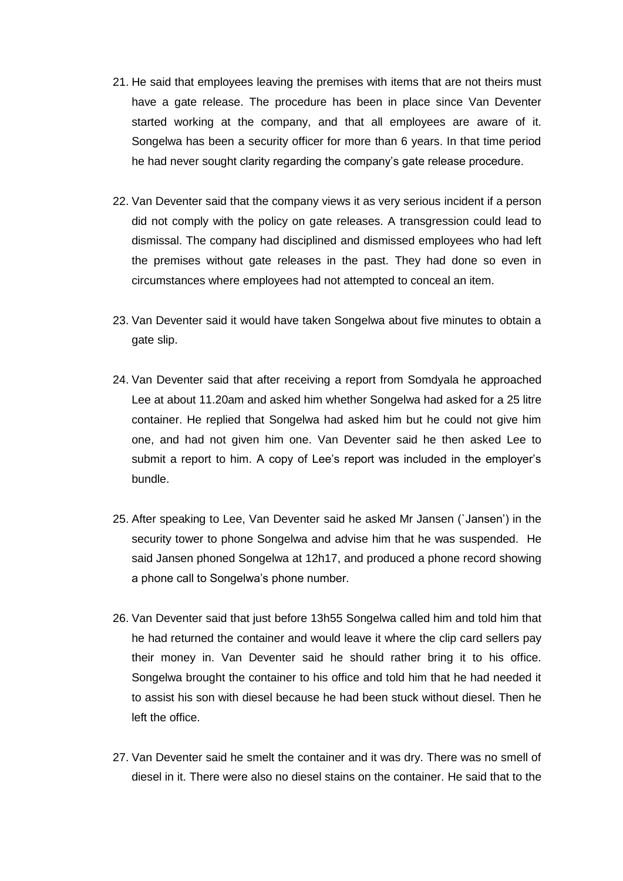21. He said that employees leaving the premises with items that are not theirs must have a gate release. The procedure has been in place since Van Deventer started working at the company, and that all employees are aware of it. Songelwa has been a security officer for more than 6 years. In that time period he had never sought clarity regarding the company's gate release procedure.

22. Van Deventer said that the company views it as very serious incident if a person did not comply with the policy on gate releases. A transgression could lead to dismissal. The company had disciplined and dismissed employees who had left the premises without gate releases in the past. They had done so even in circumstances where employees had not attempted to conceal an item.

23. Van Deventer said it would have taken Songelwa about five minutes to obtain a gate slip.

24. Van Deventer said that after receiving a report from Somdyala he approached Lee at about 11.20am and asked him whether Songelwa had asked for a 25 litre container. He replied that Songelwa had asked him but he could not give him one, and had not given him one. Van Deventer said he then asked Lee to submit a report to him. A copy of Lee's report was included in the employer's bundle.

25. After speaking to Lee, Van Deventer said he asked Mr Jansen (`Jansen') in the security tower to phone Songelwa and advise him that he was suspended. He said Jansen phoned Songelwa at 12h17, and produced a phone record showing a phone call to Songelwa's phone number.

26. Van Deventer said that just before 13h55 Songelwa called him and told him that he had returned the container and would leave it where the clip card sellers pay their money in. Van Deventer said he should rather bring it to his office. Songelwa brought the container to his office and told him that he had needed it to assist his son with diesel because he had been stuck without diesel. Then he left the office.

27. Van Deventer said he smelt the container and it was dry. There was no smell of diesel in it. There were also no diesel stains on the container. He said that to the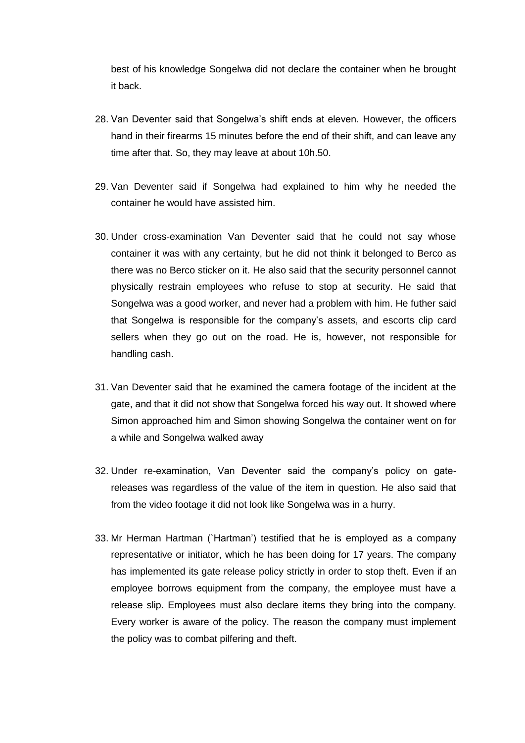best of his knowledge Songelwa did not declare the container when he brought it back.

28. Van Deventer said that Songelwa's shift ends at eleven. However, the officers hand in their firearms 15 minutes before the end of their shift, and can leave any time after that. So, they may leave at about 10h.50.

29. Van Deventer said if Songelwa had explained to him why he needed the container he would have assisted him.

30. Under cross-examination Van Deventer said that he could not say whose container it was with any certainty, but he did not think it belonged to Berco as there was no Berco sticker on it. He also said that the security personnel cannot physically restrain employees who refuse to stop at security. He said that Songelwa was a good worker, and never had a problem with him. He futher said that Songelwa is responsible for the company's assets, and escorts clip card sellers when they go out on the road. He is, however, not responsible for handling cash.

31. Van Deventer said that he examined the camera footage of the incident at the gate, and that it did not show that Songelwa forced his way out. It showed where Simon approached him and Simon showing Songelwa the container went on for a while and Songelwa walked away

32. Under re-examination, Van Deventer said the company's policy on gate-releases was regardless of the value of the item in question. He also said that from the video footage it did not look like Songelwa was in a hurry.

33. Mr Herman Hartman (`Hartman') testified that he is employed as a company representative or initiator, which he has been doing for 17 years. The company has implemented its gate release policy strictly in order to stop theft. Even if an employee borrows equipment from the company, the employee must have a release slip. Employees must also declare items they bring into the company. Every worker is aware of the policy. The reason the company must implement the policy was to combat pilfering and theft.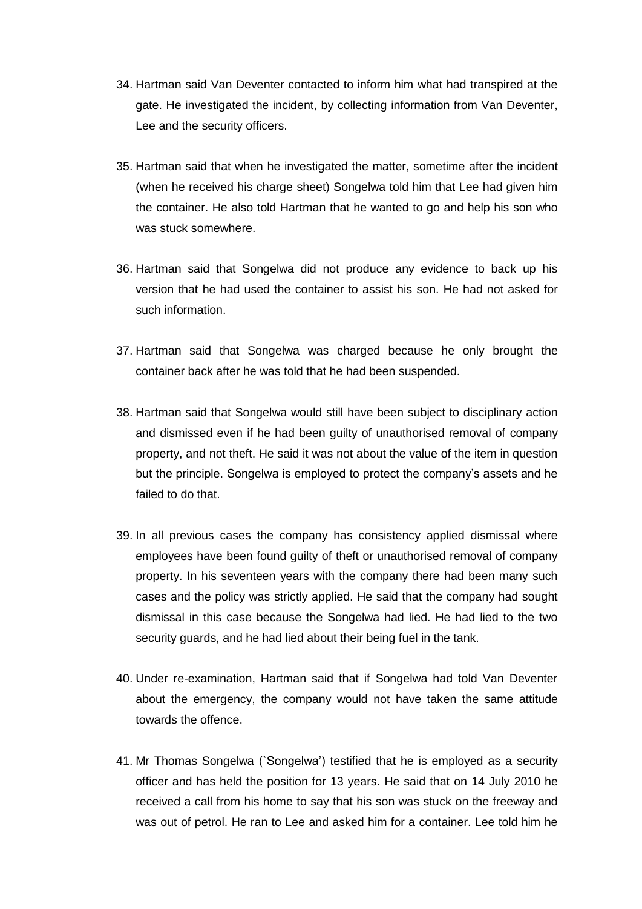34. Hartman said Van Deventer contacted to inform him what had transpired at the gate. He investigated the incident, by collecting information from Van Deventer, Lee and the security officers.

35. Hartman said that when he investigated the matter, sometime after the incident (when he received his charge sheet) Songelwa told him that Lee had given him the container. He also told Hartman that he wanted to go and help his son who was stuck somewhere.

36. Hartman said that Songelwa did not produce any evidence to back up his version that he had used the container to assist his son. He had not asked for such information.

37. Hartman said that Songelwa was charged because he only brought the container back after he was told that he had been suspended.

38. Hartman said that Songelwa would still have been subject to disciplinary action and dismissed even if he had been guilty of unauthorised removal of company property, and not theft. He said it was not about the value of the item in question but the principle. Songelwa is employed to protect the company's assets and he failed to do that.

39. In all previous cases the company has consistency applied dismissal where employees have been found guilty of theft or unauthorised removal of company property. In his seventeen years with the company there had been many such cases and the policy was strictly applied. He said that the company had sought dismissal in this case because the Songelwa had lied. He had lied to the two security guards, and he had lied about their being fuel in the tank.

40. Under re-examination, Hartman said that if Songelwa had told Van Deventer about the emergency, the company would not have taken the same attitude towards the offence.

41. Mr Thomas Songelwa (`Songelwa') testified that he is employed as a security officer and has held the position for 13 years. He said that on 14 July 2010 he received a call from his home to say that his son was stuck on the freeway and was out of petrol. He ran to Lee and asked him for a container. Lee told him he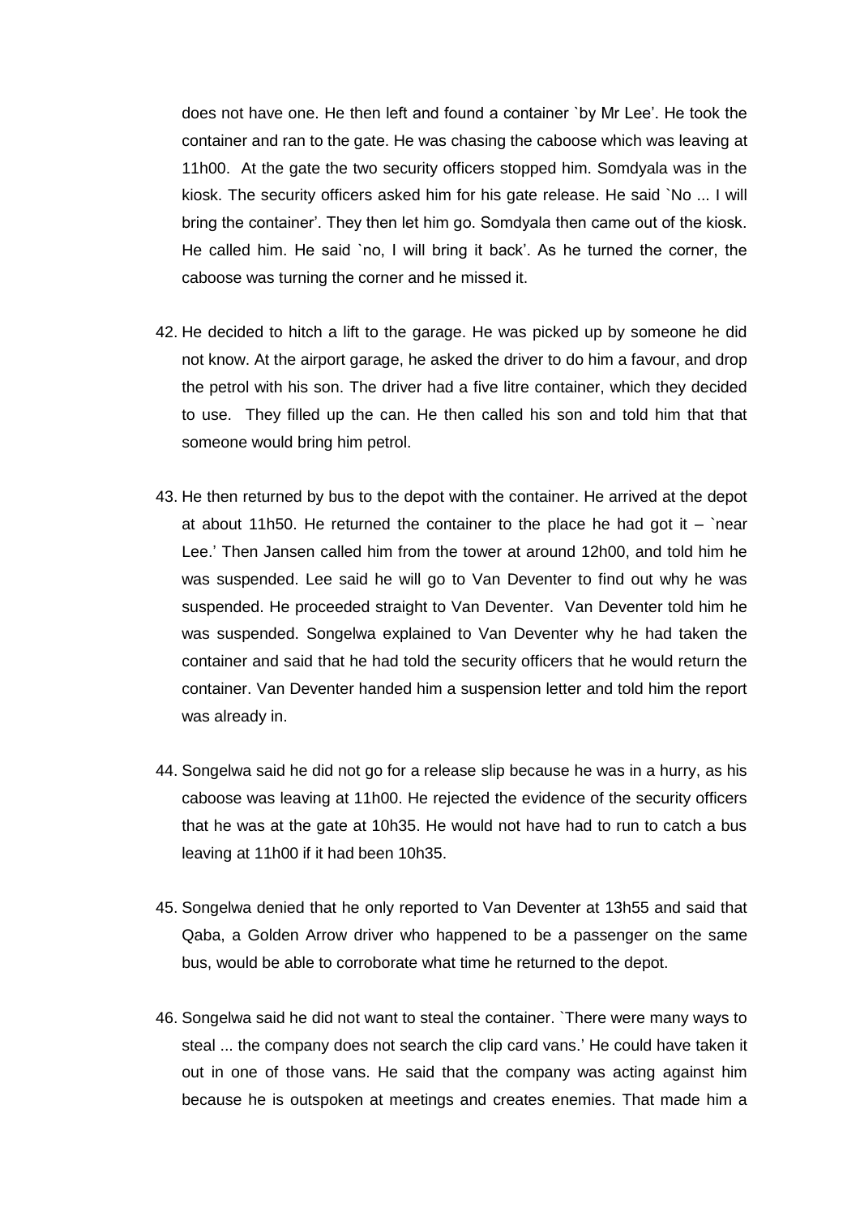does not have one. He then left and found a container `by Mr Lee'. He took the container and ran to the gate. He was chasing the caboose which was leaving at 11h00. At the gate the two security officers stopped him. Somdyala was in the kiosk. The security officers asked him for his gate release. He said `No ... I will bring the container'. They then let him go. Somdyala then came out of the kiosk. He called him. He said `no, I will bring it back'. As he turned the corner, the caboose was turning the corner and he missed it.

42. He decided to hitch a lift to the garage. He was picked up by someone he did not know. At the airport garage, he asked the driver to do him a favour, and drop the petrol with his son. The driver had a five litre container, which they decided to use. They filled up the can. He then called his son and told him that that someone would bring him petrol.

43. He then returned by bus to the depot with the container. He arrived at the depot at about 11h50. He returned the container to the place he had got it – `near Lee.' Then Jansen called him from the tower at around 12h00, and told him he was suspended. Lee said he will go to Van Deventer to find out why he was suspended. He proceeded straight to Van Deventer. Van Deventer told him he was suspended. Songelwa explained to Van Deventer why he had taken the container and said that he had told the security officers that he would return the container. Van Deventer handed him a suspension letter and told him the report was already in.

44. Songelwa said he did not go for a release slip because he was in a hurry, as his caboose was leaving at 11h00. He rejected the evidence of the security officers that he was at the gate at 10h35. He would not have had to run to catch a bus leaving at 11h00 if it had been 10h35.

45. Songelwa denied that he only reported to Van Deventer at 13h55 and said that Qaba, a Golden Arrow driver who happened to be a passenger on the same bus, would be able to corroborate what time he returned to the depot.

46. Songelwa said he did not want to steal the container. `There were many ways to steal ... the company does not search the clip card vans.' He could have taken it out in one of those vans. He said that the company was acting against him because he is outspoken at meetings and creates enemies. That made him a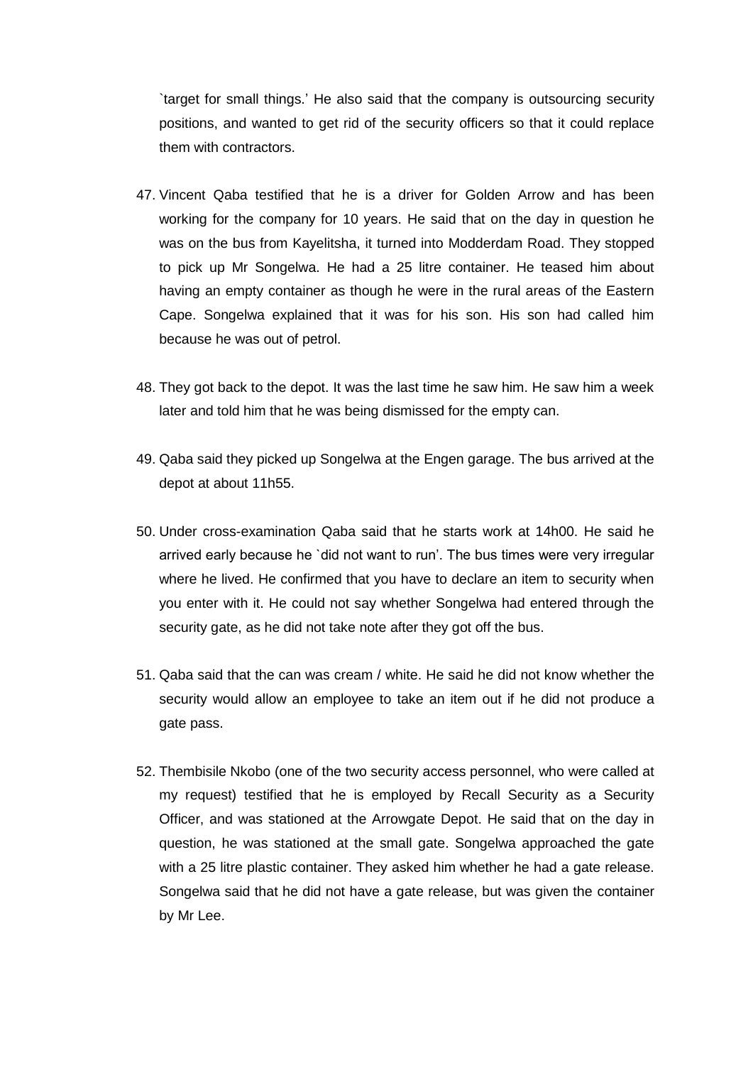`target for small things.' He also said that the company is outsourcing security positions, and wanted to get rid of the security officers so that it could replace them with contractors.

47. Vincent Qaba testified that he is a driver for Golden Arrow and has been working for the company for 10 years. He said that on the day in question he was on the bus from Kayelitsha, it turned into Modderdam Road. They stopped to pick up Mr Songelwa. He had a 25 litre container. He teased him about having an empty container as though he were in the rural areas of the Eastern Cape. Songelwa explained that it was for his son. His son had called him because he was out of petrol.

48. They got back to the depot. It was the last time he saw him. He saw him a week later and told him that he was being dismissed for the empty can.

49. Qaba said they picked up Songelwa at the Engen garage. The bus arrived at the depot at about 11h55.

50. Under cross-examination Qaba said that he starts work at 14h00. He said he arrived early because he `did not want to run'. The bus times were very irregular where he lived. He confirmed that you have to declare an item to security when you enter with it. He could not say whether Songelwa had entered through the security gate, as he did not take note after they got off the bus.

51. Qaba said that the can was cream / white. He said he did not know whether the security would allow an employee to take an item out if he did not produce a gate pass.

52. Thembisile Nkobo (one of the two security access personnel, who were called at my request) testified that he is employed by Recall Security as a Security Officer, and was stationed at the Arrowgate Depot. He said that on the day in question, he was stationed at the small gate. Songelwa approached the gate with a 25 litre plastic container. They asked him whether he had a gate release. Songelwa said that he did not have a gate release, but was given the container by Mr Lee.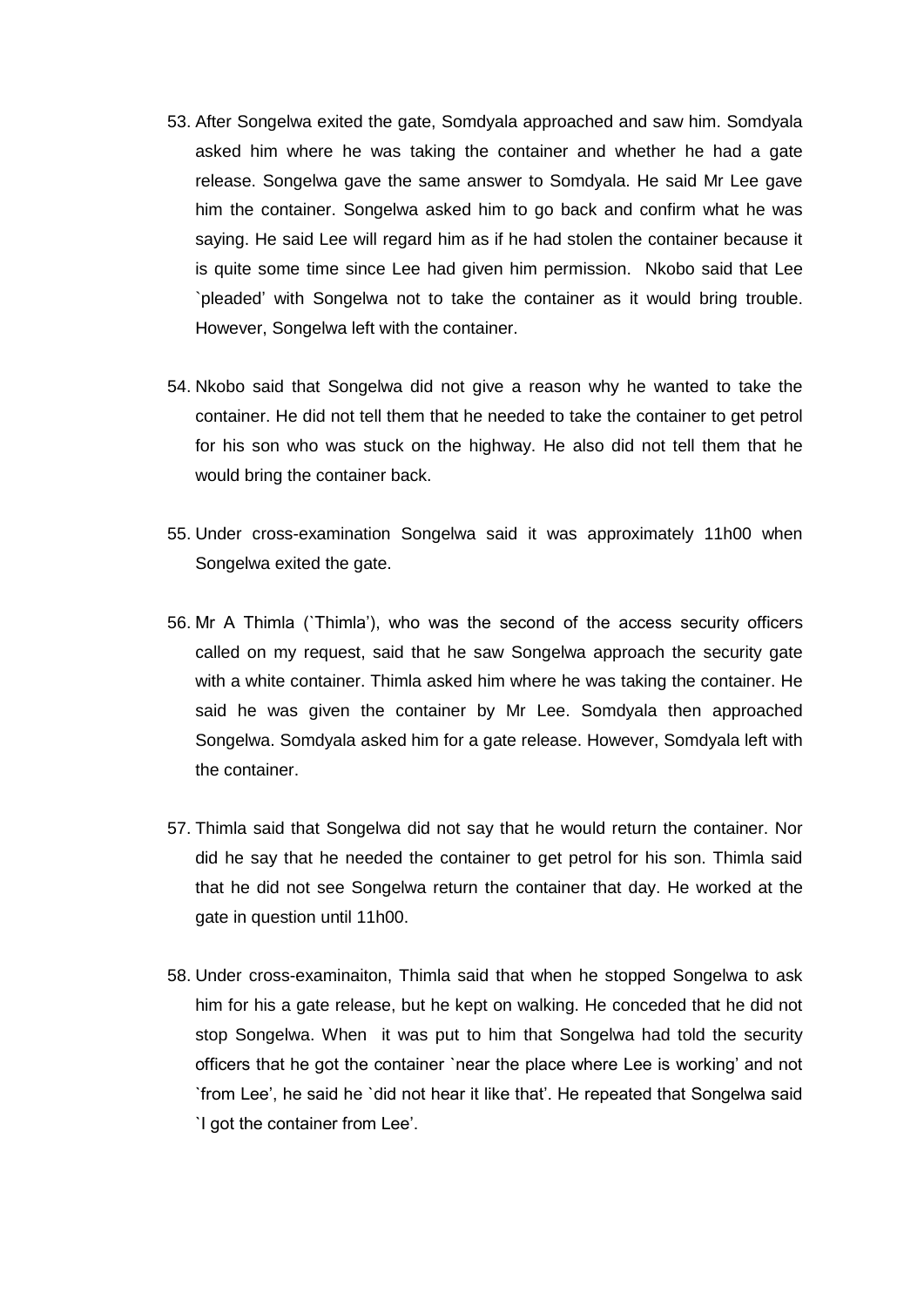53. After Songelwa exited the gate, Somdyala approached and saw him. Somdyala asked him where he was taking the container and whether he had a gate release. Songelwa gave the same answer to Somdyala. He said Mr Lee gave him the container. Songelwa asked him to go back and confirm what he was saying. He said Lee will regard him as if he had stolen the container because it is quite some time since Lee had given him permission. Nkobo said that Lee `pleaded' with Songelwa not to take the container as it would bring trouble. However, Songelwa left with the container.

54. Nkobo said that Songelwa did not give a reason why he wanted to take the container. He did not tell them that he needed to take the container to get petrol for his son who was stuck on the highway. He also did not tell them that he would bring the container back.

55. Under cross-examination Songelwa said it was approximately 11h00 when Songelwa exited the gate.

56. Mr A Thimla (`Thimla'), who was the second of the access security officers called on my request, said that he saw Songelwa approach the security gate with a white container. Thimla asked him where he was taking the container. He said he was given the container by Mr Lee. Somdyala then approached Songelwa. Somdyala asked him for a gate release. However, Somdyala left with the container.

57. Thimla said that Songelwa did not say that he would return the container. Nor did he say that he needed the container to get petrol for his son. Thimla said that he did not see Songelwa return the container that day. He worked at the gate in question until 11h00.

58. Under cross-examinaiton, Thimla said that when he stopped Songelwa to ask him for his a gate release, but he kept on walking. He conceded that he did not stop Songelwa. When it was put to him that Songelwa had told the security officers that he got the container `near the place where Lee is working' and not `from Lee', he said he `did not hear it like that'. He repeated that Songelwa said `I got the container from Lee'.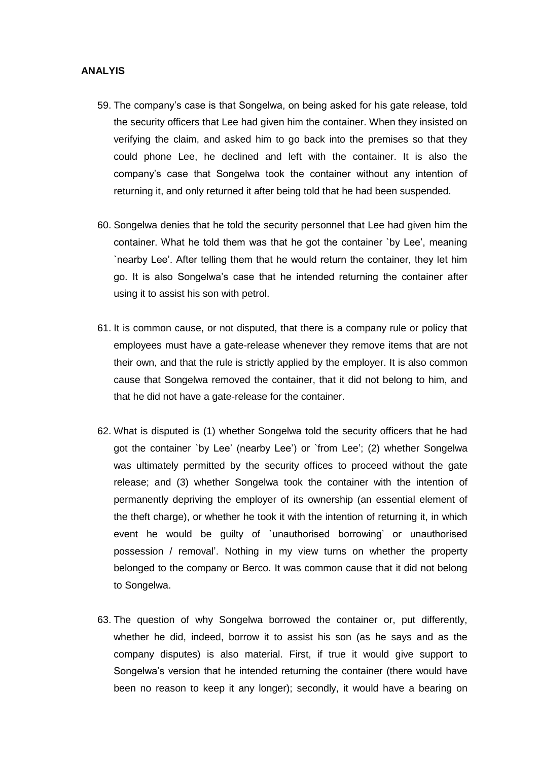## ANALYIS

59. The company's case is that Songelwa, on being asked for his gate release, told the security officers that Lee had given him the container. When they insisted on verifying the claim, and asked him to go back into the premises so that they could phone Lee, he declined and left with the container. It is also the company's case that Songelwa took the container without any intention of returning it, and only returned it after being told that he had been suspended.

60. Songelwa denies that he told the security personnel that Lee had given him the container. What he told them was that he got the container `by Lee', meaning `nearby Lee'. After telling them that he would return the container, they let him go. It is also Songelwa's case that he intended returning the container after using it to assist his son with petrol.

61. It is common cause, or not disputed, that there is a company rule or policy that employees must have a gate-release whenever they remove items that are not their own, and that the rule is strictly applied by the employer. It is also common cause that Songelwa removed the container, that it did not belong to him, and that he did not have a gate-release for the container.

62. What is disputed is (1) whether Songelwa told the security officers that he had got the container `by Lee' (nearby Lee') or `from Lee'; (2) whether Songelwa was ultimately permitted by the security offices to proceed without the gate release; and (3) whether Songelwa took the container with the intention of permanently depriving the employer of its ownership (an essential element of the theft charge), or whether he took it with the intention of returning it, in which event he would be guilty of `unauthorised borrowing' or unauthorised possession / removal'. Nothing in my view turns on whether the property belonged to the company or Berco. It was common cause that it did not belong to Songelwa.

63. The question of why Songelwa borrowed the container or, put differently, whether he did, indeed, borrow it to assist his son (as he says and as the company disputes) is also material. First, if true it would give support to Songelwa's version that he intended returning the container (there would have been no reason to keep it any longer); secondly, it would have a bearing on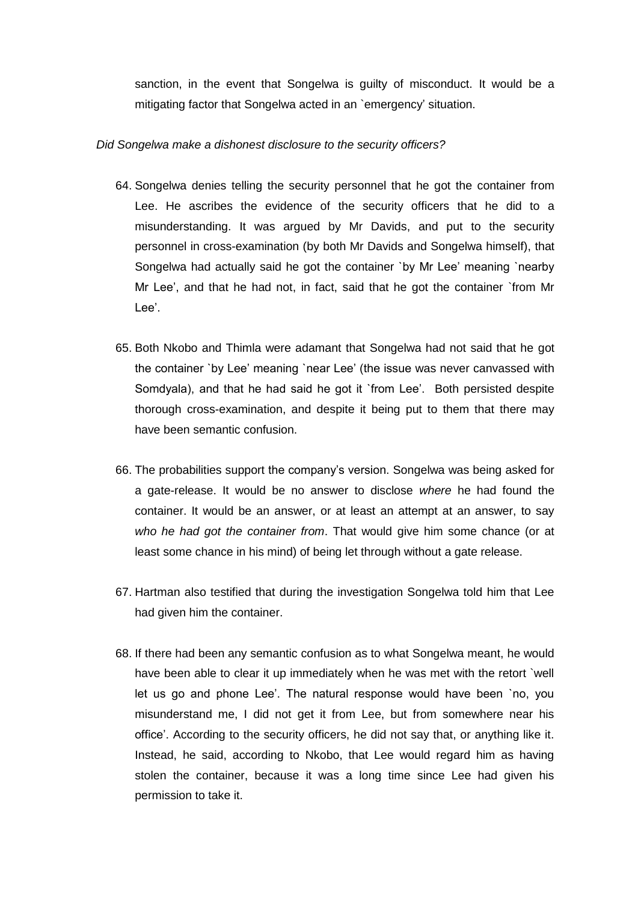sanction, in the event that Songelwa is guilty of misconduct. It would be a mitigating factor that Songelwa acted in an `emergency' situation.

*Did Songelwa make a dishonest disclosure to the security officers?*

64. Songelwa denies telling the security personnel that he got the container from Lee. He ascribes the evidence of the security officers that he did to a misunderstanding. It was argued by Mr Davids, and put to the security personnel in cross-examination (by both Mr Davids and Songelwa himself), that Songelwa had actually said he got the container `by Mr Lee' meaning `nearby Mr Lee', and that he had not, in fact, said that he got the container `from Mr Lee'.

65. Both Nkobo and Thimla were adamant that Songelwa had not said that he got the container `by Lee' meaning `near Lee' (the issue was never canvassed with Somdyala), and that he had said he got it `from Lee'. Both persisted despite thorough cross-examination, and despite it being put to them that there may have been semantic confusion.

66. The probabilities support the company's version. Songelwa was being asked for a gate-release. It would be no answer to disclose *where* he had found the container. It would be an answer, or at least an attempt at an answer, to say *who he had got the container from*. That would give him some chance (or at least some chance in his mind) of being let through without a gate release.

67. Hartman also testified that during the investigation Songelwa told him that Lee had given him the container.

68. If there had been any semantic confusion as to what Songelwa meant, he would have been able to clear it up immediately when he was met with the retort `well let us go and phone Lee'. The natural response would have been `no, you misunderstand me, I did not get it from Lee, but from somewhere near his office'. According to the security officers, he did not say that, or anything like it. Instead, he said, according to Nkobo, that Lee would regard him as having stolen the container, because it was a long time since Lee had given his permission to take it.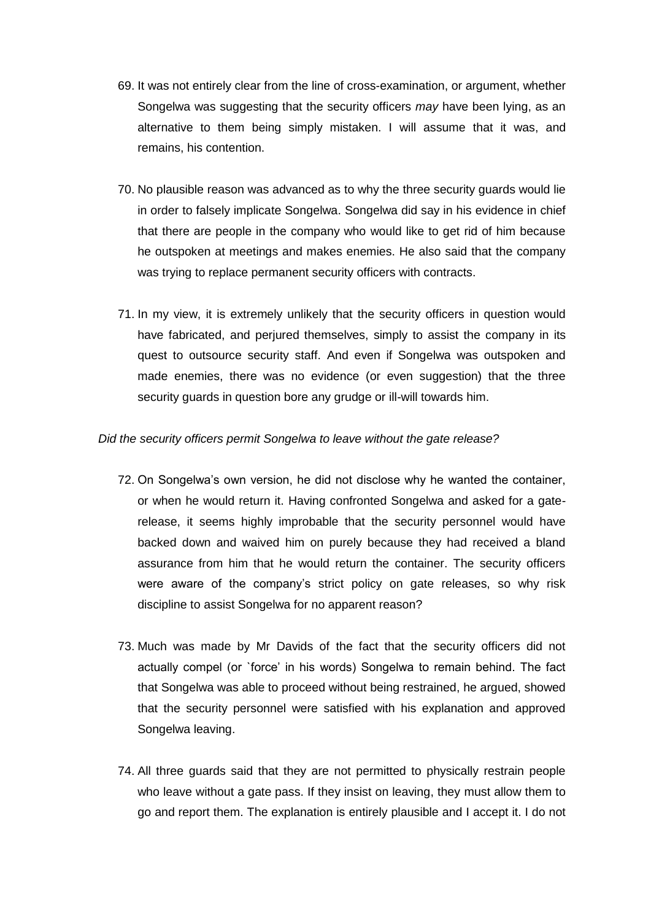69. It was not entirely clear from the line of cross-examination, or argument, whether Songelwa was suggesting that the security officers *may* have been lying, as an alternative to them being simply mistaken. I will assume that it was, and remains, his contention.

70. No plausible reason was advanced as to why the three security guards would lie in order to falsely implicate Songelwa. Songelwa did say in his evidence in chief that there are people in the company who would like to get rid of him because he outspoken at meetings and makes enemies. He also said that the company was trying to replace permanent security officers with contracts.

71. In my view, it is extremely unlikely that the security officers in question would have fabricated, and perjured themselves, simply to assist the company in its quest to outsource security staff. And even if Songelwa was outspoken and made enemies, there was no evidence (or even suggestion) that the three security guards in question bore any grudge or ill-will towards him.

*Did the security officers permit Songelwa to leave without the gate release?*

72. On Songelwa's own version, he did not disclose why he wanted the container, or when he would return it. Having confronted Songelwa and asked for a gate-release, it seems highly improbable that the security personnel would have backed down and waived him on purely because they had received a bland assurance from him that he would return the container. The security officers were aware of the company's strict policy on gate releases, so why risk discipline to assist Songelwa for no apparent reason?

73. Much was made by Mr Davids of the fact that the security officers did not actually compel (or `force' in his words) Songelwa to remain behind. The fact that Songelwa was able to proceed without being restrained, he argued, showed that the security personnel were satisfied with his explanation and approved Songelwa leaving.

74. All three guards said that they are not permitted to physically restrain people who leave without a gate pass. If they insist on leaving, they must allow them to go and report them. The explanation is entirely plausible and I accept it. I do not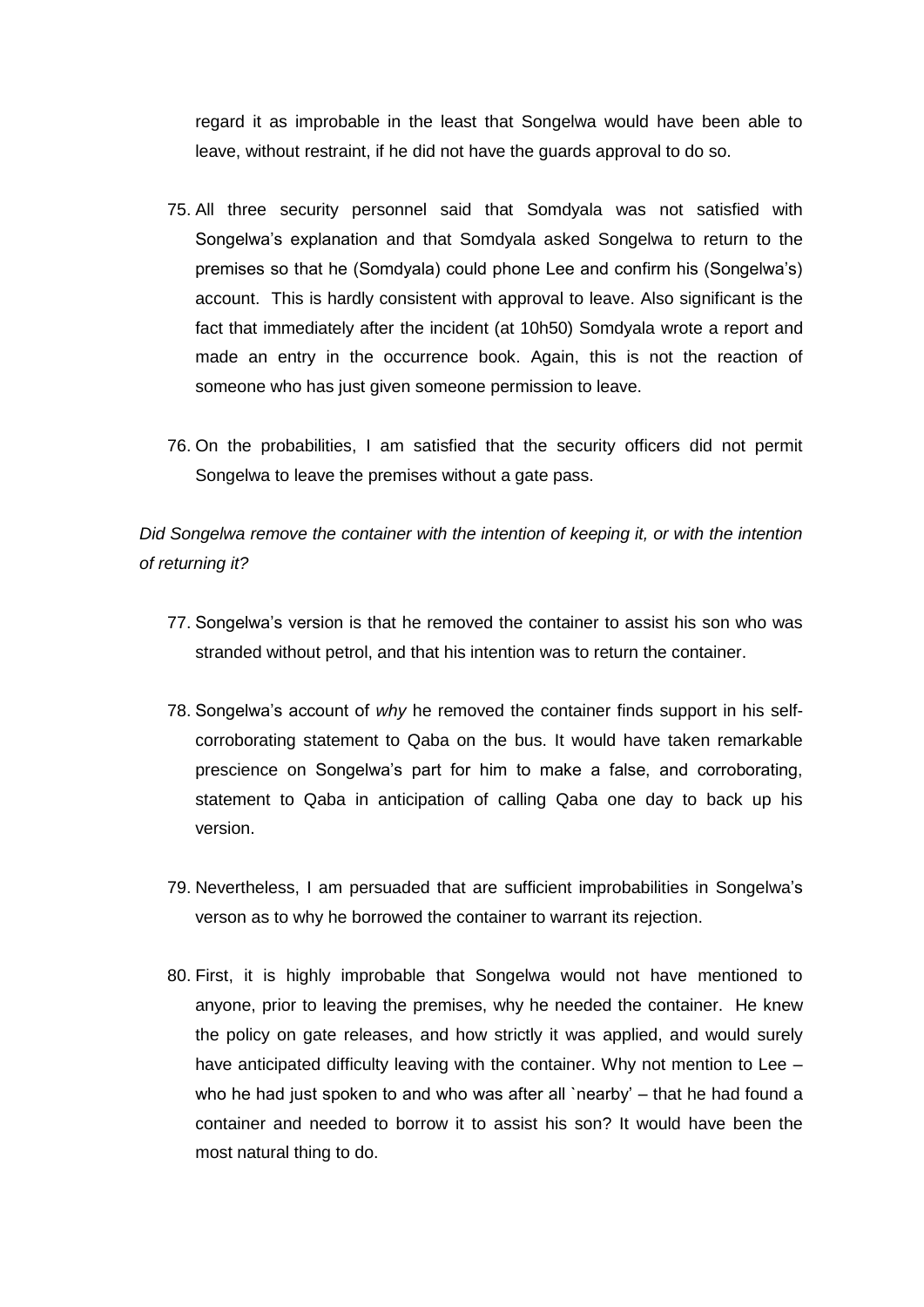regard it as improbable in the least that Songelwa would have been able to leave, without restraint, if he did not have the guards approval to do so.

75. All three security personnel said that Somdyala was not satisfied with Songelwa's explanation and that Somdyala asked Songelwa to return to the premises so that he (Somdyala) could phone Lee and confirm his (Songelwa's) account. This is hardly consistent with approval to leave. Also significant is the fact that immediately after the incident (at 10h50) Somdyala wrote a report and made an entry in the occurrence book. Again, this is not the reaction of someone who has just given someone permission to leave.

76. On the probabilities, I am satisfied that the security officers did not permit Songelwa to leave the premises without a gate pass.

*Did Songelwa remove the container with the intention of keeping it, or with the intention of returning it?*

77. Songelwa's version is that he removed the container to assist his son who was stranded without petrol, and that his intention was to return the container.

78. Songelwa's account of *why* he removed the container finds support in his self-corroborating statement to Qaba on the bus. It would have taken remarkable prescience on Songelwa's part for him to make a false, and corroborating, statement to Qaba in anticipation of calling Qaba one day to back up his version.

79. Nevertheless, I am persuaded that are sufficient improbabilities in Songelwa's verson as to why he borrowed the container to warrant its rejection.

80. First, it is highly improbable that Songelwa would not have mentioned to anyone, prior to leaving the premises, why he needed the container. He knew the policy on gate releases, and how strictly it was applied, and would surely have anticipated difficulty leaving with the container. Why not mention to Lee – who he had just spoken to and who was after all `nearby' – that he had found a container and needed to borrow it to assist his son? It would have been the most natural thing to do.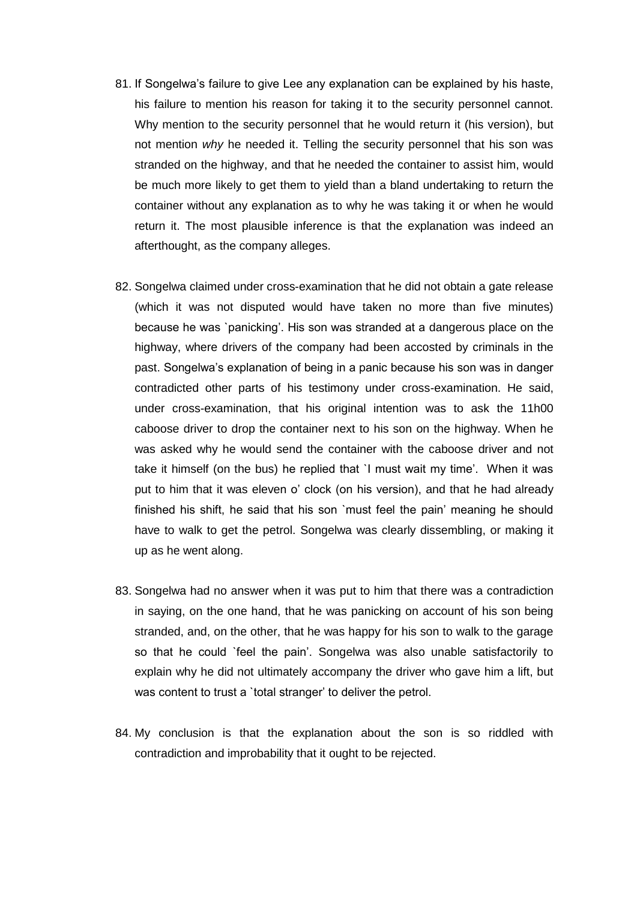81. If Songelwa's failure to give Lee any explanation can be explained by his haste, his failure to mention his reason for taking it to the security personnel cannot. Why mention to the security personnel that he would return it (his version), but not mention *why* he needed it. Telling the security personnel that his son was stranded on the highway, and that he needed the container to assist him, would be much more likely to get them to yield than a bland undertaking to return the container without any explanation as to why he was taking it or when he would return it. The most plausible inference is that the explanation was indeed an afterthought, as the company alleges.

82. Songelwa claimed under cross-examination that he did not obtain a gate release (which it was not disputed would have taken no more than five minutes) because he was `panicking'. His son was stranded at a dangerous place on the highway, where drivers of the company had been accosted by criminals in the past. Songelwa's explanation of being in a panic because his son was in danger contradicted other parts of his testimony under cross-examination. He said, under cross-examination, that his original intention was to ask the 11h00 caboose driver to drop the container next to his son on the highway. When he was asked why he would send the container with the caboose driver and not take it himself (on the bus) he replied that `I must wait my time'. When it was put to him that it was eleven o' clock (on his version), and that he had already finished his shift, he said that his son `must feel the pain' meaning he should have to walk to get the petrol. Songelwa was clearly dissembling, or making it up as he went along.

83. Songelwa had no answer when it was put to him that there was a contradiction in saying, on the one hand, that he was panicking on account of his son being stranded, and, on the other, that he was happy for his son to walk to the garage so that he could `feel the pain'. Songelwa was also unable satisfactorily to explain why he did not ultimately accompany the driver who gave him a lift, but was content to trust a `total stranger' to deliver the petrol.

84. My conclusion is that the explanation about the son is so riddled with contradiction and improbability that it ought to be rejected.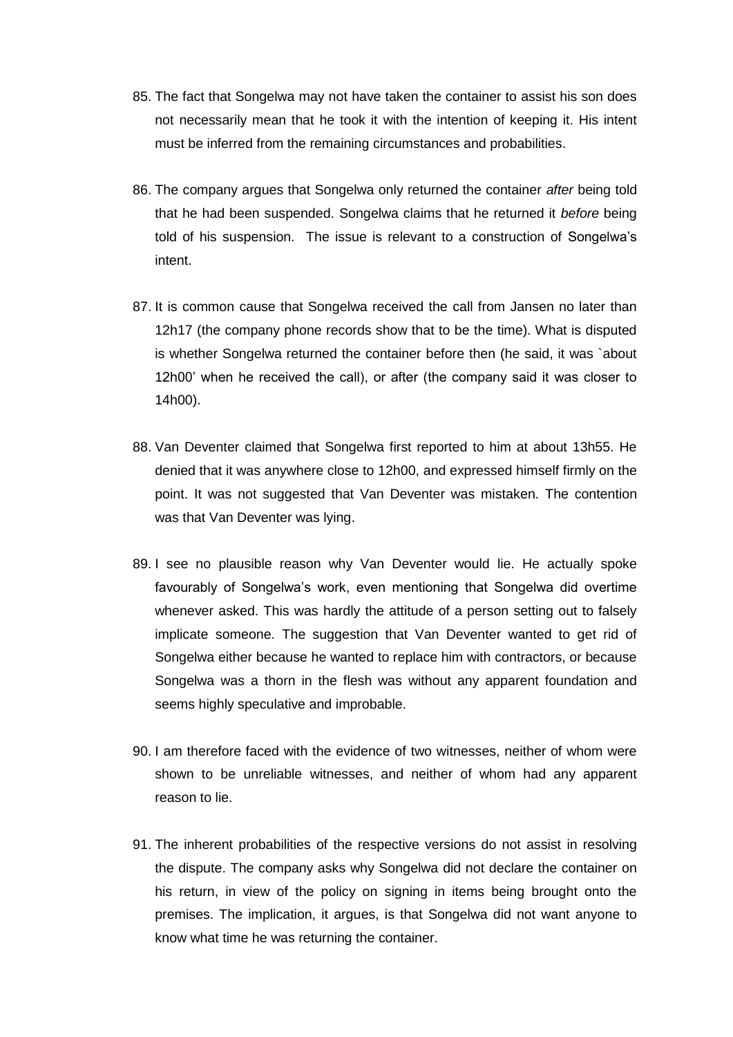85. The fact that Songelwa may not have taken the container to assist his son does not necessarily mean that he took it with the intention of keeping it. His intent must be inferred from the remaining circumstances and probabilities.

86. The company argues that Songelwa only returned the container *after* being told that he had been suspended. Songelwa claims that he returned it *before* being told of his suspension. The issue is relevant to a construction of Songelwa's intent.

87. It is common cause that Songelwa received the call from Jansen no later than 12h17 (the company phone records show that to be the time). What is disputed is whether Songelwa returned the container before then (he said, it was `about 12h00' when he received the call), or after (the company said it was closer to 14h00).

88. Van Deventer claimed that Songelwa first reported to him at about 13h55. He denied that it was anywhere close to 12h00, and expressed himself firmly on the point. It was not suggested that Van Deventer was mistaken. The contention was that Van Deventer was lying.

89. I see no plausible reason why Van Deventer would lie. He actually spoke favourably of Songelwa's work, even mentioning that Songelwa did overtime whenever asked. This was hardly the attitude of a person setting out to falsely implicate someone. The suggestion that Van Deventer wanted to get rid of Songelwa either because he wanted to replace him with contractors, or because Songelwa was a thorn in the flesh was without any apparent foundation and seems highly speculative and improbable.

90. I am therefore faced with the evidence of two witnesses, neither of whom were shown to be unreliable witnesses, and neither of whom had any apparent reason to lie.

91. The inherent probabilities of the respective versions do not assist in resolving the dispute. The company asks why Songelwa did not declare the container on his return, in view of the policy on signing in items being brought onto the premises. The implication, it argues, is that Songelwa did not want anyone to know what time he was returning the container.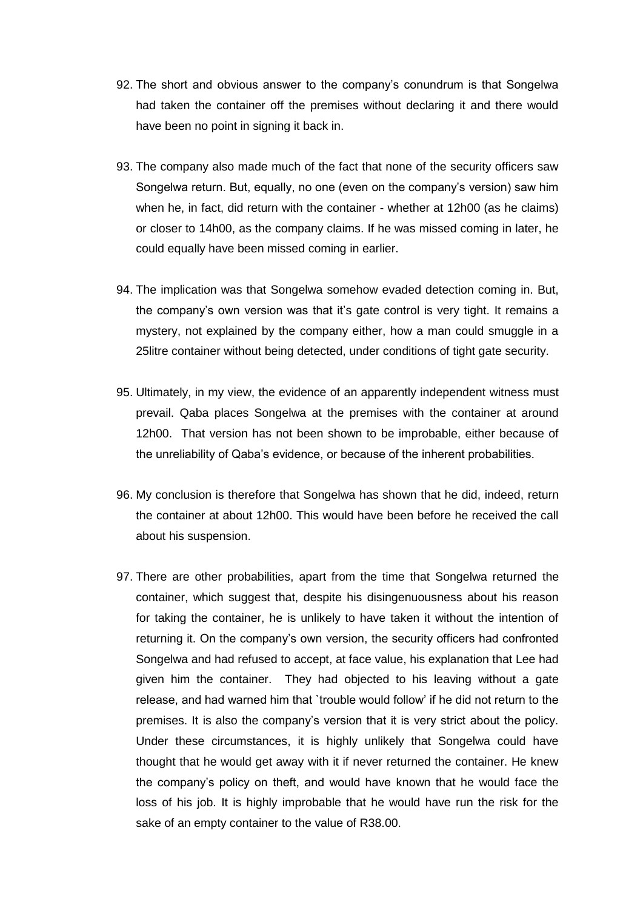92. The short and obvious answer to the company's conundrum is that Songelwa had taken the container off the premises without declaring it and there would have been no point in signing it back in.

93. The company also made much of the fact that none of the security officers saw Songelwa return. But, equally, no one (even on the company's version) saw him when he, in fact, did return with the container - whether at 12h00 (as he claims) or closer to 14h00, as the company claims. If he was missed coming in later, he could equally have been missed coming in earlier.

94. The implication was that Songelwa somehow evaded detection coming in. But, the company's own version was that it's gate control is very tight. It remains a mystery, not explained by the company either, how a man could smuggle in a 25litre container without being detected, under conditions of tight gate security.

95. Ultimately, in my view, the evidence of an apparently independent witness must prevail. Qaba places Songelwa at the premises with the container at around 12h00. That version has not been shown to be improbable, either because of the unreliability of Qaba's evidence, or because of the inherent probabilities.

96. My conclusion is therefore that Songelwa has shown that he did, indeed, return the container at about 12h00. This would have been before he received the call about his suspension.

97. There are other probabilities, apart from the time that Songelwa returned the container, which suggest that, despite his disingenuousness about his reason for taking the container, he is unlikely to have taken it without the intention of returning it. On the company's own version, the security officers had confronted Songelwa and had refused to accept, at face value, his explanation that Lee had given him the container. They had objected to his leaving without a gate release, and had warned him that `trouble would follow' if he did not return to the premises. It is also the company's version that it is very strict about the policy. Under these circumstances, it is highly unlikely that Songelwa could have thought that he would get away with it if never returned the container. He knew the company's policy on theft, and would have known that he would face the loss of his job. It is highly improbable that he would have run the risk for the sake of an empty container to the value of R38.00.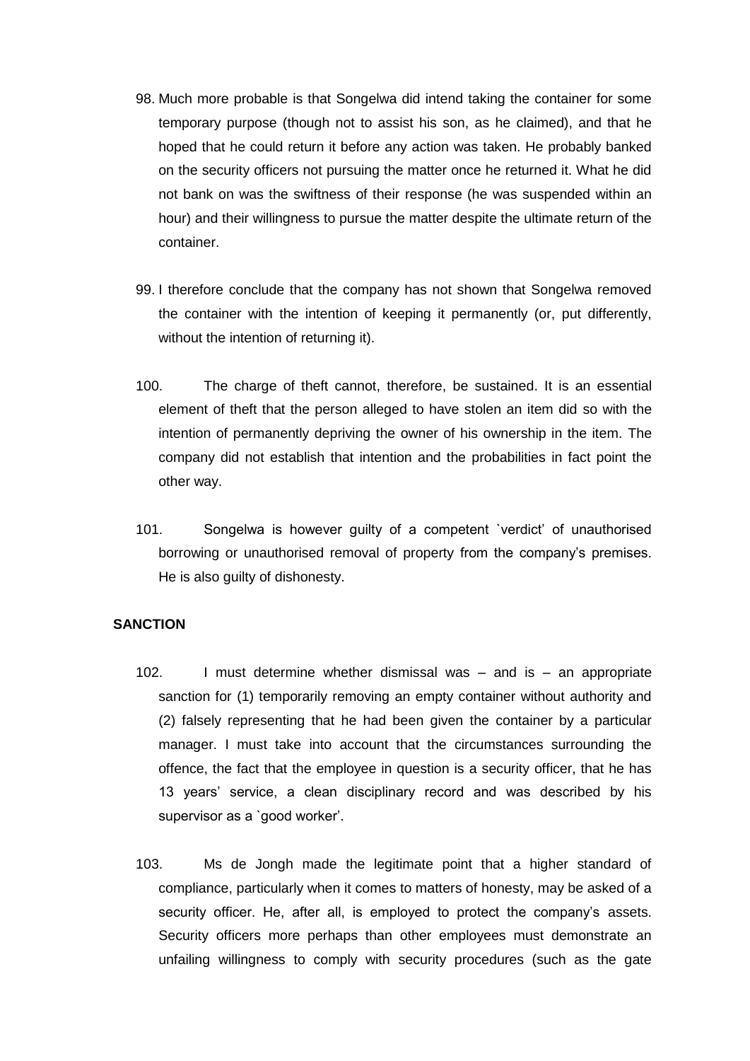98. Much more probable is that Songelwa did intend taking the container for some temporary purpose (though not to assist his son, as he claimed), and that he hoped that he could return it before any action was taken. He probably banked on the security officers not pursuing the matter once he returned it. What he did not bank on was the swiftness of their response (he was suspended within an hour) and their willingness to pursue the matter despite the ultimate return of the container.

99. I therefore conclude that the company has not shown that Songelwa removed the container with the intention of keeping it permanently (or, put differently, without the intention of returning it).

100. The charge of theft cannot, therefore, be sustained. It is an essential element of theft that the person alleged to have stolen an item did so with the intention of permanently depriving the owner of his ownership in the item. The company did not establish that intention and the probabilities in fact point the other way.

101. Songelwa is however guilty of a competent `verdict' of unauthorised borrowing or unauthorised removal of property from the company's premises. He is also guilty of dishonesty.

**SANCTION**

102. I must determine whether dismissal was – and is – an appropriate sanction for (1) temporarily removing an empty container without authority and (2) falsely representing that he had been given the container by a particular manager. I must take into account that the circumstances surrounding the offence, the fact that the employee in question is a security officer, that he has 13 years' service, a clean disciplinary record and was described by his supervisor as a `good worker'.

103. Ms de Jongh made the legitimate point that a higher standard of compliance, particularly when it comes to matters of honesty, may be asked of a security officer. He, after all, is employed to protect the company's assets. Security officers more perhaps than other employees must demonstrate an unfailing willingness to comply with security procedures (such as the gate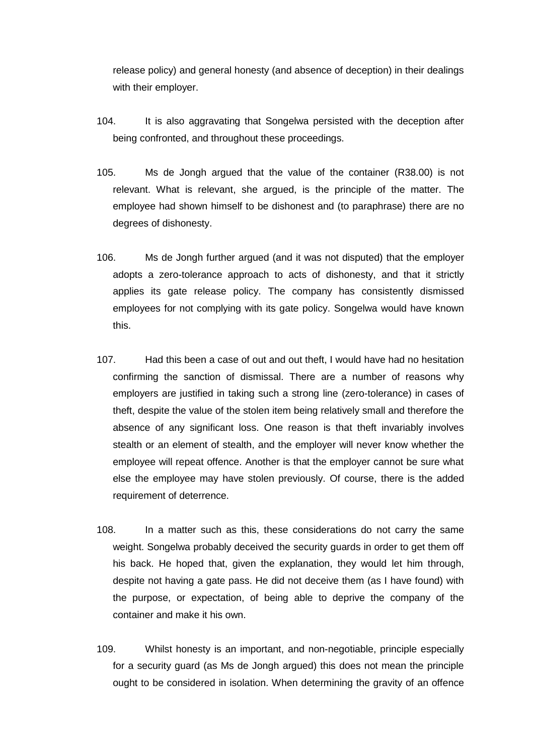release policy) and general honesty (and absence of deception) in their dealings with their employer.

104. It is also aggravating that Songelwa persisted with the deception after being confronted, and throughout these proceedings.

105. Ms de Jongh argued that the value of the container (R38.00) is not relevant. What is relevant, she argued, is the principle of the matter. The employee had shown himself to be dishonest and (to paraphrase) there are no degrees of dishonesty.

106. Ms de Jongh further argued (and it was not disputed) that the employer adopts a zero-tolerance approach to acts of dishonesty, and that it strictly applies its gate release policy. The company has consistently dismissed employees for not complying with its gate policy. Songelwa would have known this.

107. Had this been a case of out and out theft, I would have had no hesitation confirming the sanction of dismissal. There are a number of reasons why employers are justified in taking such a strong line (zero-tolerance) in cases of theft, despite the value of the stolen item being relatively small and therefore the absence of any significant loss. One reason is that theft invariably involves stealth or an element of stealth, and the employer will never know whether the employee will repeat offence. Another is that the employer cannot be sure what else the employee may have stolen previously. Of course, there is the added requirement of deterrence.

108. In a matter such as this, these considerations do not carry the same weight. Songelwa probably deceived the security guards in order to get them off his back. He hoped that, given the explanation, they would let him through, despite not having a gate pass. He did not deceive them (as I have found) with the purpose, or expectation, of being able to deprive the company of the container and make it his own.

109. Whilst honesty is an important, and non-negotiable, principle especially for a security guard (as Ms de Jongh argued) this does not mean the principle ought to be considered in isolation. When determining the gravity of an offence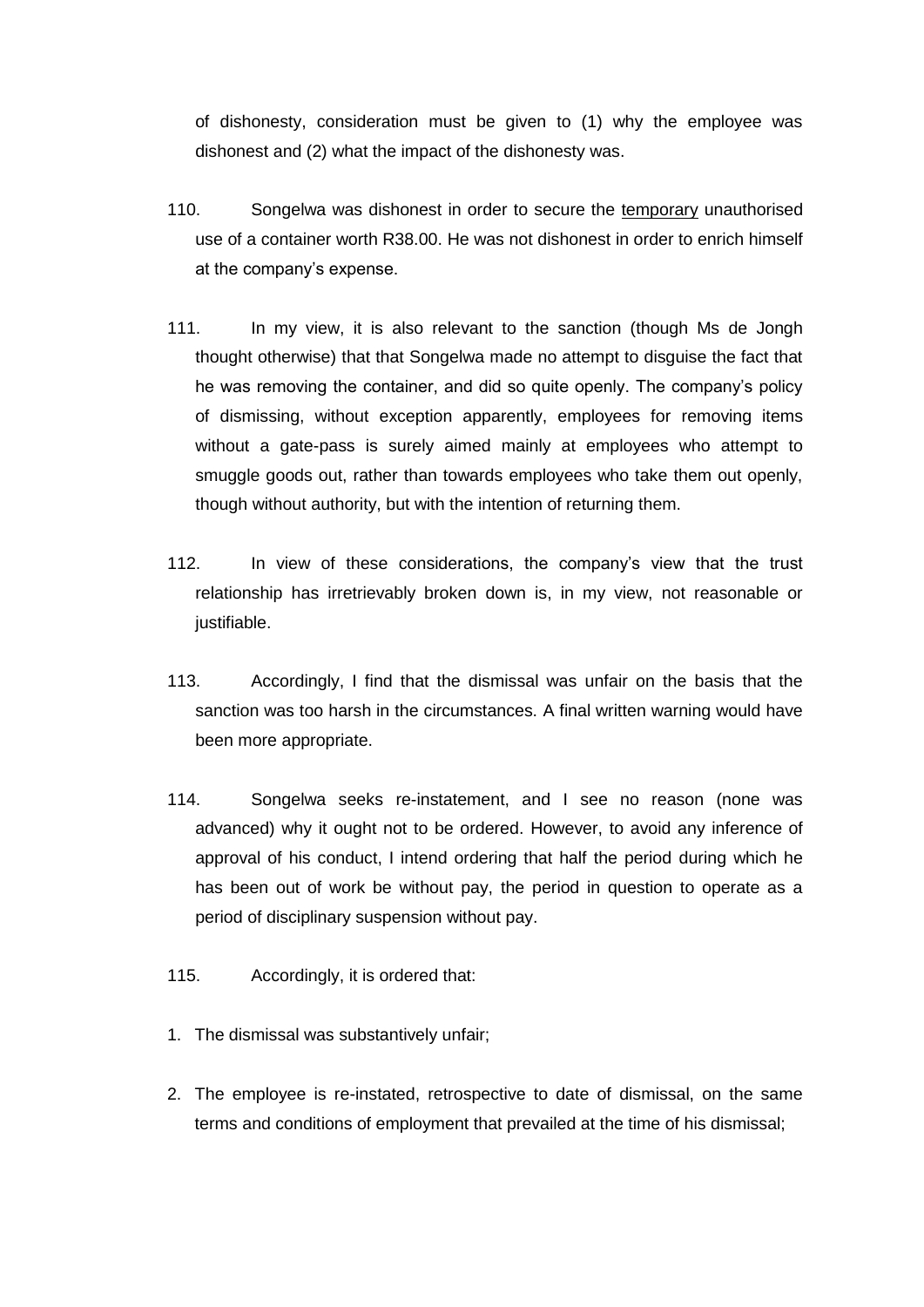of dishonesty, consideration must be given to (1) why the employee was dishonest and (2) what the impact of the dishonesty was.

110. Songelwa was dishonest in order to secure the <u>temporary</u> unauthorised use of a container worth R38.00. He was not dishonest in order to enrich himself at the company's expense.

111. In my view, it is also relevant to the sanction (though Ms de Jongh thought otherwise) that that Songelwa made no attempt to disguise the fact that he was removing the container, and did so quite openly. The company's policy of dismissing, without exception apparently, employees for removing items without a gate-pass is surely aimed mainly at employees who attempt to smuggle goods out, rather than towards employees who take them out openly, though without authority, but with the intention of returning them.

112. In view of these considerations, the company's view that the trust relationship has irretrievably broken down is, in my view, not reasonable or justifiable.

113. Accordingly, I find that the dismissal was unfair on the basis that the sanction was too harsh in the circumstances. A final written warning would have been more appropriate.

114. Songelwa seeks re-instatement, and I see no reason (none was advanced) why it ought not to be ordered. However, to avoid any inference of approval of his conduct, I intend ordering that half the period during which he has been out of work be without pay, the period in question to operate as a period of disciplinary suspension without pay.

115. Accordingly, it is ordered that:

1. The dismissal was substantively unfair;
2. The employee is re-instated, retrospective to date of dismissal, on the same terms and conditions of employment that prevailed at the time of his dismissal;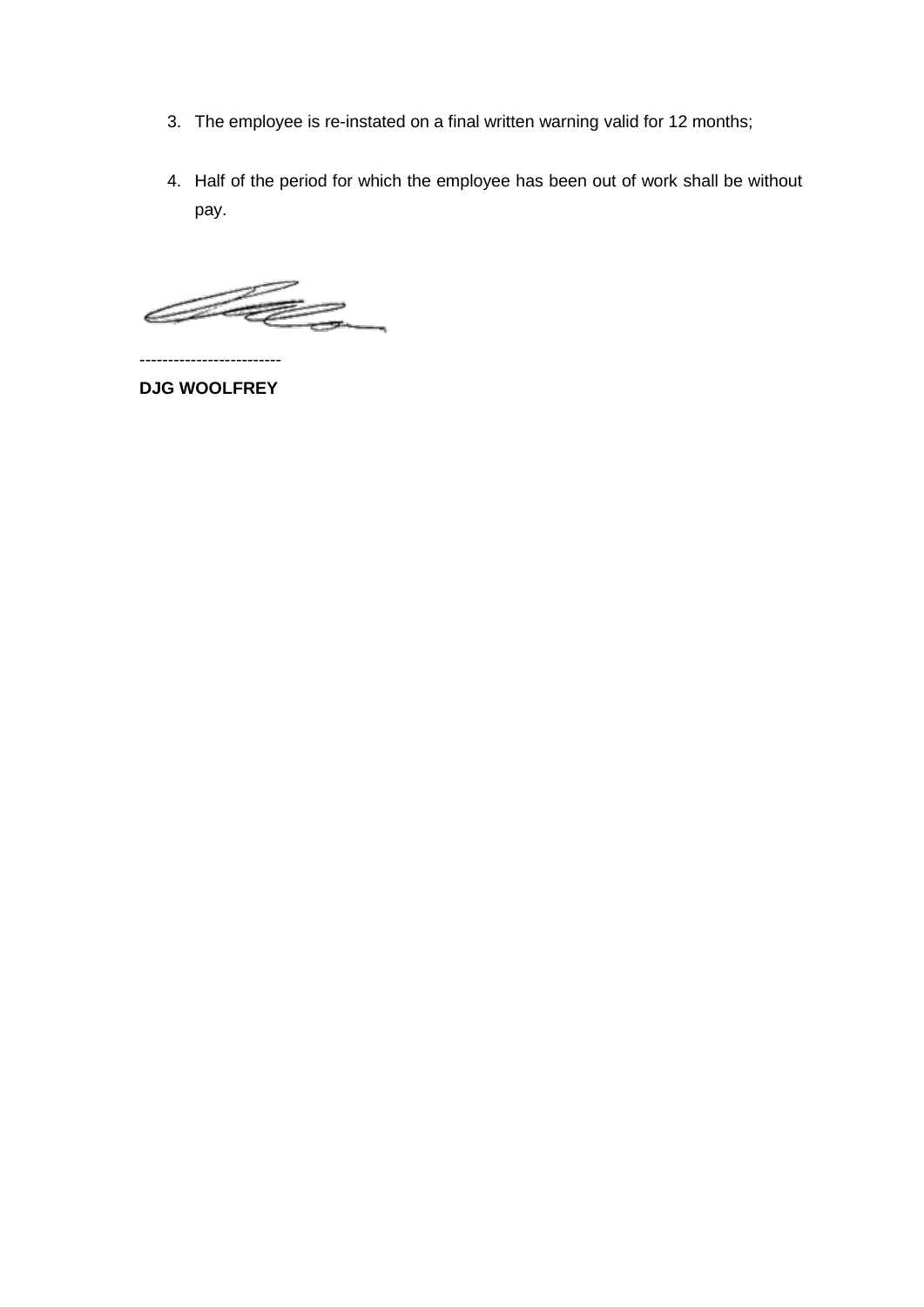3. The employee is re-instated on a final written warning valid for 12 months;

4. Half of the period for which the employee has been out of work shall be without pay.

------------------------

**DJG WOOLFREY**